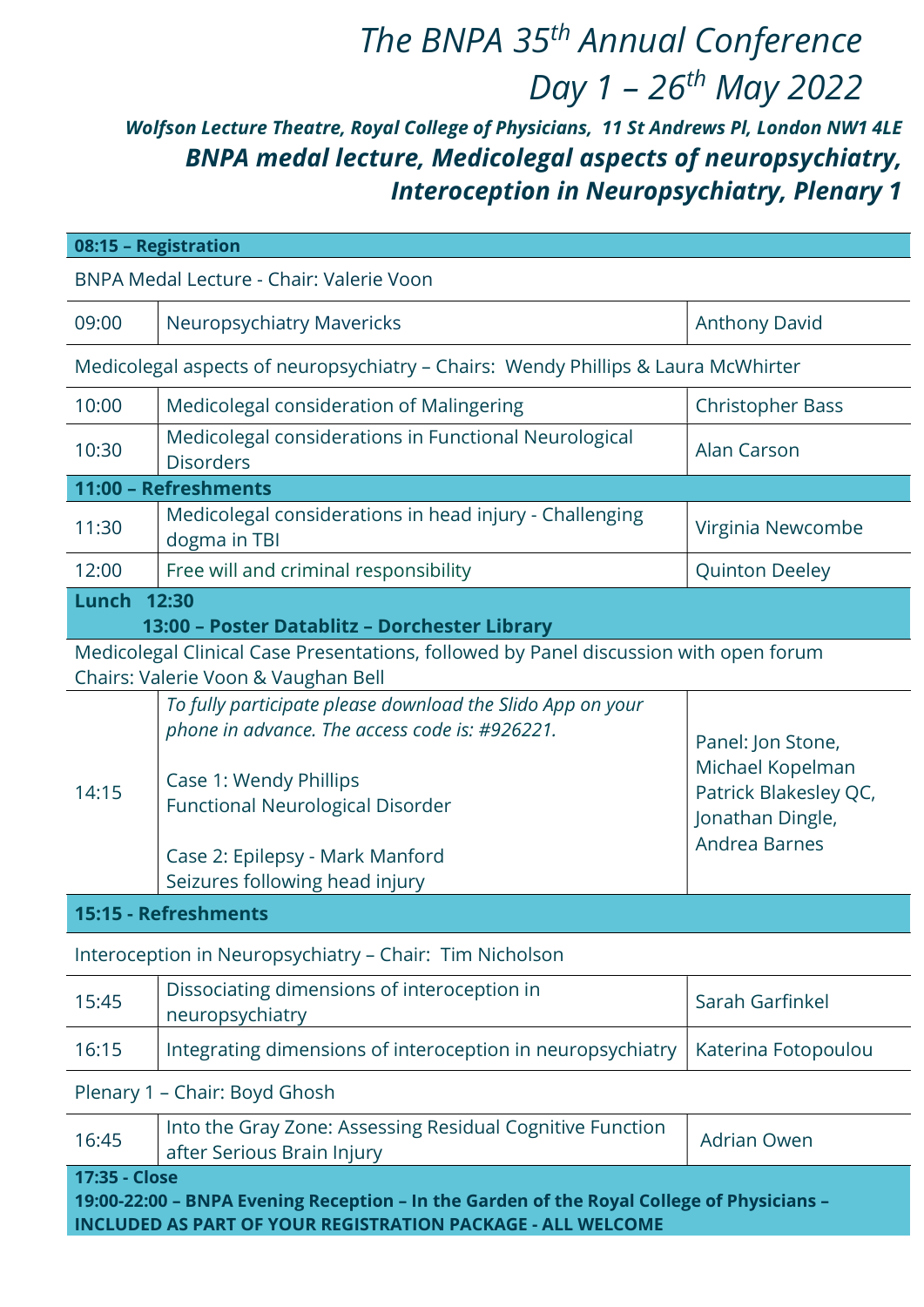# *The BNPA 35th Annual Conference*

# *Day 1 – 26th May 2022*

***Wolfson Lecture Theatre, Royal College of Physicians, 11 St Andrews Pl, London NW1 4LE***

## *BNPA medal lecture, Medicolegal aspects of neuropsychiatry, Interoception in Neuropsychiatry, Plenary 1*

| **08:15 – Registration** | | |
|---|---|---|
| BNPA Medal Lecture - Chair: Valerie Voon | | |
| 09:00 | Neuropsychiatry Mavericks | Anthony David |
| Medicolegal aspects of neuropsychiatry – Chairs: Wendy Phillips & Laura McWhirter | | |
| 10:00 | Medicolegal consideration of Malingering | Christopher Bass |
| 10:30 | Medicolegal considerations in Functional Neurological Disorders | Alan Carson |
| **11:00 – Refreshments** | | |
| 11:30 | Medicolegal considerations in head injury - Challenging dogma in TBI | Virginia Newcombe |
| 12:00 | Free will and criminal responsibility | Quinton Deeley |
| **Lunch 12:30**<br>**13:00 – Poster Datablitz – Dorchester Library** | | |
| Medicolegal Clinical Case Presentations, followed by Panel discussion with open forum<br>Chairs: Valerie Voon & Vaughan Bell | | |
| 14:15 | *To fully participate please download the Slido App on your phone in advance. The access code is: #926221.*<br><br>Case 1: Wendy Phillips<br>Functional Neurological Disorder<br><br>Case 2: Epilepsy - Mark Manford<br>Seizures following head injury | Panel: Jon Stone, Michael Kopelman Patrick Blakesley QC, Jonathan Dingle, Andrea Barnes |
| **15:15 - Refreshments** | | |
| Interoception in Neuropsychiatry – Chair: Tim Nicholson | | |
| 15:45 | Dissociating dimensions of interoception in neuropsychiatry | Sarah Garfinkel |
| 16:15 | Integrating dimensions of interoception in neuropsychiatry | Katerina Fotopoulou |
| Plenary 1 – Chair: Boyd Ghosh | | |
| 16:45 | Into the Gray Zone: Assessing Residual Cognitive Function after Serious Brain Injury | Adrian Owen |
| **17:35 - Close**<br>**19:00-22:00 – BNPA Evening Reception – In the Garden of the Royal College of Physicians – INCLUDED AS PART OF YOUR REGISTRATION PACKAGE - ALL WELCOME** | | |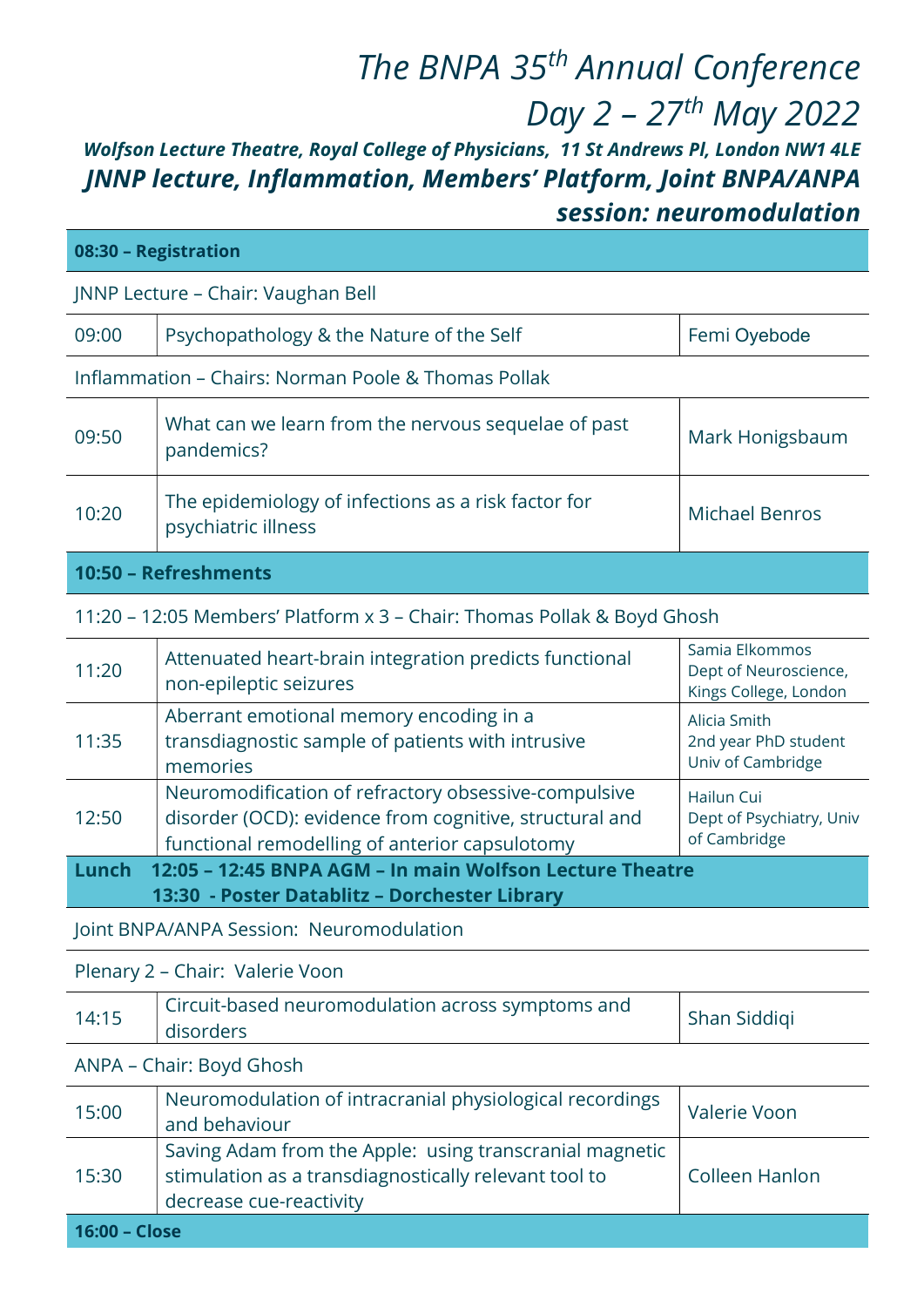# *The BNPA 35th Annual Conference*

# *Day 2 – 27th May 2022*

***Wolfson Lecture Theatre, Royal College of Physicians, 11 St Andrews Pl, London NW1 4LE***

## ***JNNP lecture, Inflammation, Members' Platform, Joint BNPA/ANPA session: neuromodulation***

| | | |
|---|---|---|
| **08:30 – Registration** | | |
| JNNP Lecture – Chair: Vaughan Bell | | |
| 09:00 | Psychopathology & the Nature of the Self | Femi Oyebode |
| Inflammation – Chairs: Norman Poole & Thomas Pollak | | |
| 09:50 | What can we learn from the nervous sequelae of past pandemics? | Mark Honigsbaum |
| 10:20 | The epidemiology of infections as a risk factor for psychiatric illness | Michael Benros |
| **10:50 – Refreshments** | | |
| 11:20 – 12:05 Members' Platform x 3 – Chair: Thomas Pollak & Boyd Ghosh | | |
| 11:20 | Attenuated heart-brain integration predicts functional non-epileptic seizures | Samia Elkommos Dept of Neuroscience, Kings College, London |
| 11:35 | Aberrant emotional memory encoding in a transdiagnostic sample of patients with intrusive memories | Alicia Smith 2nd year PhD student Univ of Cambridge |
| 12:50 | Neuromodification of refractory obsessive-compulsive disorder (OCD): evidence from cognitive, structural and functional remodelling of anterior capsulotomy | Hailun Cui Dept of Psychiatry, Univ of Cambridge |
| **Lunch 12:05 – 12:45 BNPA AGM – In main Wolfson Lecture Theatre 13:30 - Poster Datablitz – Dorchester Library** | | |
| Joint BNPA/ANPA Session: Neuromodulation | | |
| Plenary 2 – Chair: Valerie Voon | | |
| 14:15 | Circuit-based neuromodulation across symptoms and disorders | Shan Siddiqi |
| ANPA – Chair: Boyd Ghosh | | |
| 15:00 | Neuromodulation of intracranial physiological recordings and behaviour | Valerie Voon |
| 15:30 | Saving Adam from the Apple: using transcranial magnetic stimulation as a transdiagnostically relevant tool to decrease cue-reactivity | Colleen Hanlon |
| **16:00 – Close** | | |